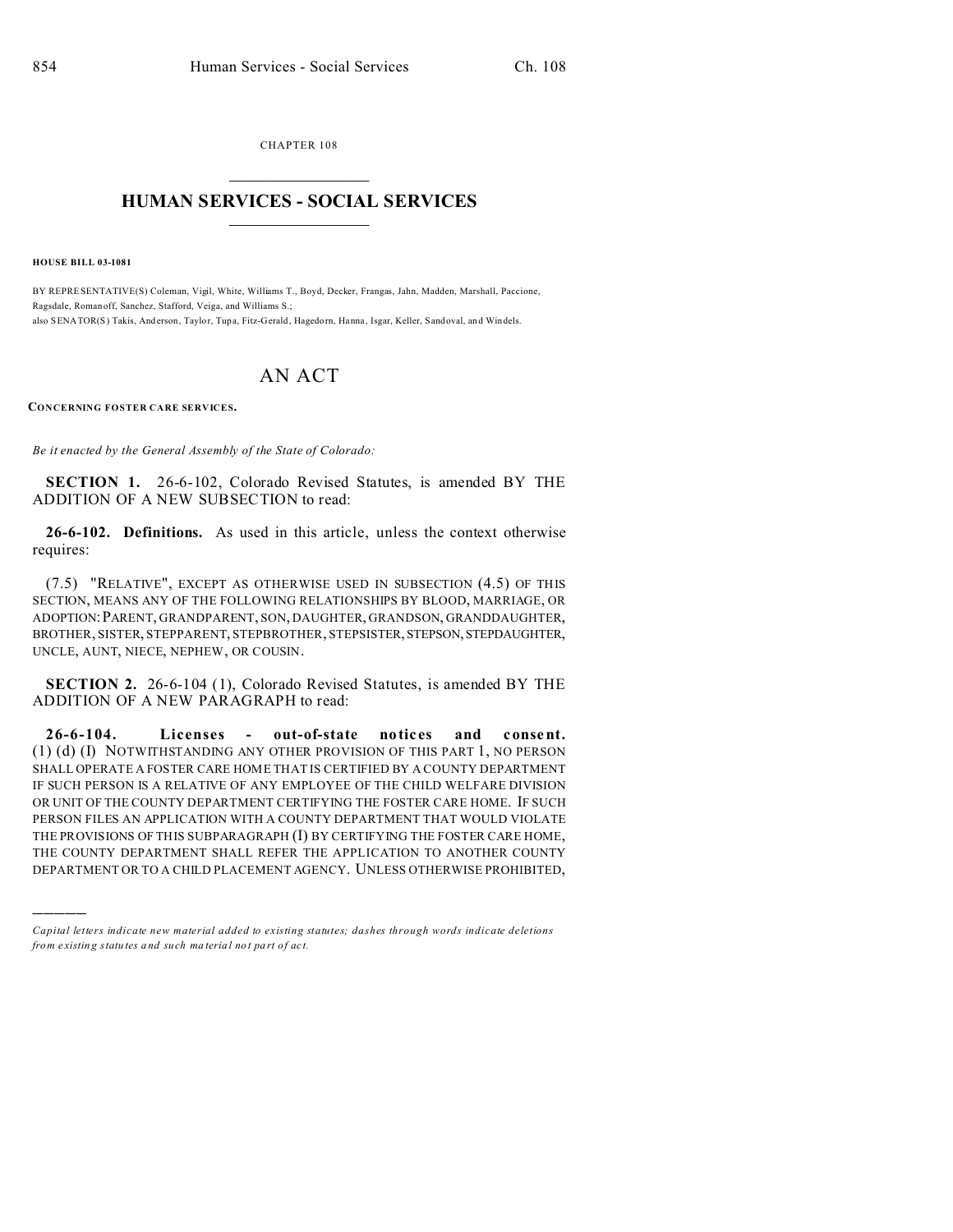CHAPTER 108

# HUMAN SERVICES - SOCIAL SERVICES

**HOUSE BILL 03-1081**

BY REPRESENTATIVE(S) Coleman, Vigil, White, Williams T., Boyd, Decker, Frangas, Jahn, Madden, Marshall, Paccione, Ragsdale, Romanoff, Sanchez, Stafford, Veiga, and Williams S.;
also SENATOR(S) Takis, Anderson, Taylor, Tupa, Fitz-Gerald, Hagedorn, Hanna, Isgar, Keller, Sandoval, and Windels.

# AN ACT

**CONCERNING FOSTER CARE SERVICES.**

*Be it enacted by the General Assembly of the State of Colorado:*

**SECTION 1.** 26-6-102, Colorado Revised Statutes, is amended BY THE ADDITION OF A NEW SUBSECTION to read:

**26-6-102. Definitions.** As used in this article, unless the context otherwise requires:

(7.5) "RELATIVE", EXCEPT AS OTHERWISE USED IN SUBSECTION (4.5) OF THIS SECTION, MEANS ANY OF THE FOLLOWING RELATIONSHIPS BY BLOOD, MARRIAGE, OR ADOPTION: PARENT, GRANDPARENT, SON, DAUGHTER, GRANDSON, GRANDDAUGHTER, BROTHER, SISTER, STEPPARENT, STEPBROTHER, STEPSISTER, STEPSON, STEPDAUGHTER, UNCLE, AUNT, NIECE, NEPHEW, OR COUSIN.

**SECTION 2.** 26-6-104 (1), Colorado Revised Statutes, is amended BY THE ADDITION OF A NEW PARAGRAPH to read:

**26-6-104. Licenses - out-of-state notices and consent.** (1) (d) (I) NOTWITHSTANDING ANY OTHER PROVISION OF THIS PART 1, NO PERSON SHALL OPERATE A FOSTER CARE HOME THAT IS CERTIFIED BY A COUNTY DEPARTMENT IF SUCH PERSON IS A RELATIVE OF ANY EMPLOYEE OF THE CHILD WELFARE DIVISION OR UNIT OF THE COUNTY DEPARTMENT CERTIFYING THE FOSTER CARE HOME. IF SUCH PERSON FILES AN APPLICATION WITH A COUNTY DEPARTMENT THAT WOULD VIOLATE THE PROVISIONS OF THIS SUBPARAGRAPH (I) BY CERTIFYING THE FOSTER CARE HOME, THE COUNTY DEPARTMENT SHALL REFER THE APPLICATION TO ANOTHER COUNTY DEPARTMENT OR TO A CHILD PLACEMENT AGENCY. UNLESS OTHERWISE PROHIBITED,

---

*Capital letters indicate new material added to existing statutes; dashes through words indicate deletions from existing statutes and such material not part of act.*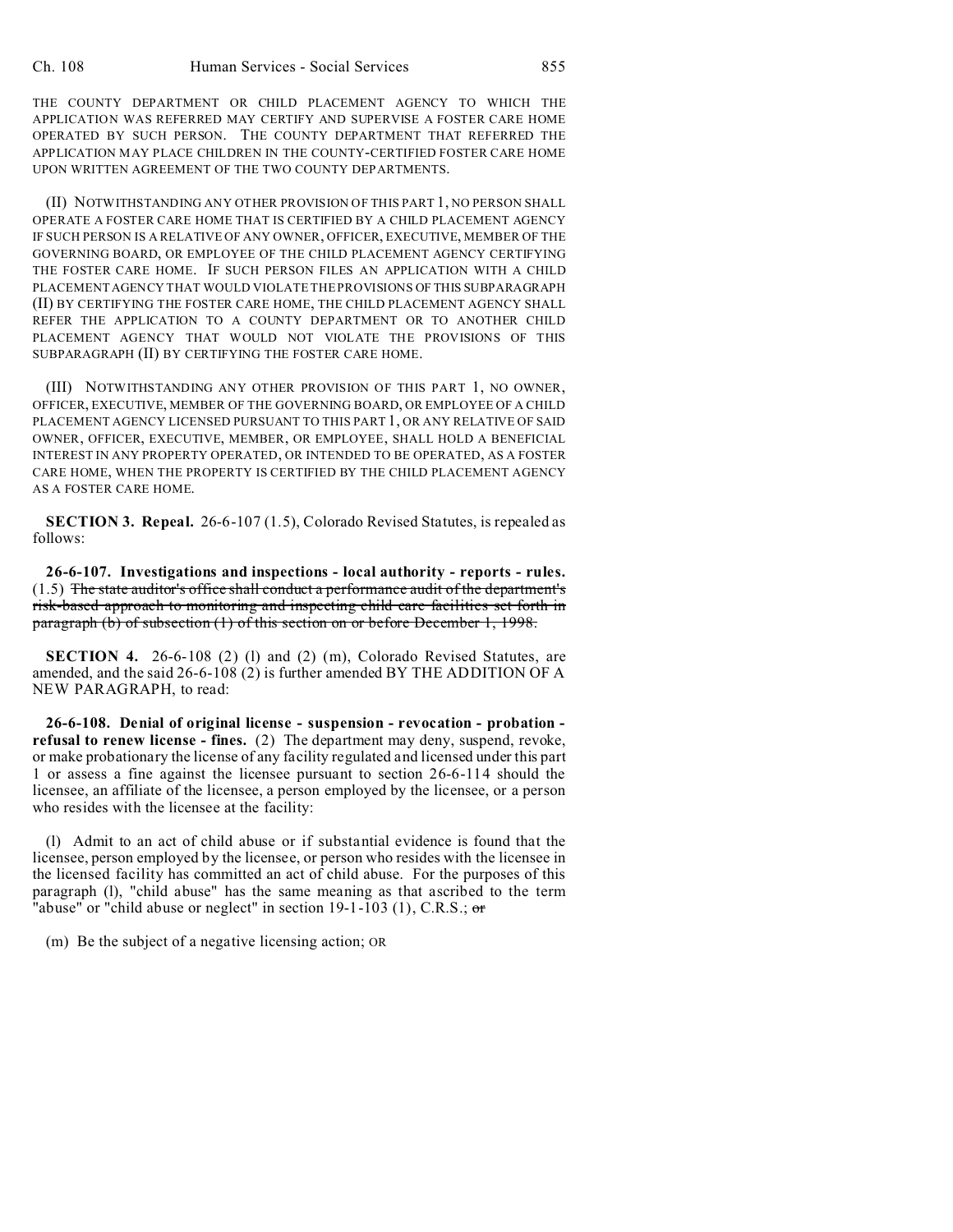THE COUNTY DEPARTMENT OR CHILD PLACEMENT AGENCY TO WHICH THE APPLICATION WAS REFERRED MAY CERTIFY AND SUPERVISE A FOSTER CARE HOME OPERATED BY SUCH PERSON. THE COUNTY DEPARTMENT THAT REFERRED THE APPLICATION MAY PLACE CHILDREN IN THE COUNTY-CERTIFIED FOSTER CARE HOME UPON WRITTEN AGREEMENT OF THE TWO COUNTY DEPARTMENTS.

(II) NOTWITHSTANDING ANY OTHER PROVISION OF THIS PART 1, NO PERSON SHALL OPERATE A FOSTER CARE HOME THAT IS CERTIFIED BY A CHILD PLACEMENT AGENCY IF SUCH PERSON IS A RELATIVE OF ANY OWNER, OFFICER, EXECUTIVE, MEMBER OF THE GOVERNING BOARD, OR EMPLOYEE OF THE CHILD PLACEMENT AGENCY CERTIFYING THE FOSTER CARE HOME. IF SUCH PERSON FILES AN APPLICATION WITH A CHILD PLACEMENT AGENCY THAT WOULD VIOLATE THE PROVISIONS OF THIS SUBPARAGRAPH (II) BY CERTIFYING THE FOSTER CARE HOME, THE CHILD PLACEMENT AGENCY SHALL REFER THE APPLICATION TO A COUNTY DEPARTMENT OR TO ANOTHER CHILD PLACEMENT AGENCY THAT WOULD NOT VIOLATE THE PROVISIONS OF THIS SUBPARAGRAPH (II) BY CERTIFYING THE FOSTER CARE HOME.

(III) NOTWITHSTANDING ANY OTHER PROVISION OF THIS PART 1, NO OWNER, OFFICER, EXECUTIVE, MEMBER OF THE GOVERNING BOARD, OR EMPLOYEE OF A CHILD PLACEMENT AGENCY LICENSED PURSUANT TO THIS PART 1, OR ANY RELATIVE OF SAID OWNER, OFFICER, EXECUTIVE, MEMBER, OR EMPLOYEE, SHALL HOLD A BENEFICIAL INTEREST IN ANY PROPERTY OPERATED, OR INTENDED TO BE OPERATED, AS A FOSTER CARE HOME, WHEN THE PROPERTY IS CERTIFIED BY THE CHILD PLACEMENT AGENCY AS A FOSTER CARE HOME.

**SECTION 3. Repeal.** 26-6-107 (1.5), Colorado Revised Statutes, is repealed as follows:

**26-6-107. Investigations and inspections - local authority - reports - rules.** (1.5) ~~The state auditor's office shall conduct a performance audit of the department's risk-based approach to monitoring and inspecting child care facilities set forth in paragraph (b) of subsection (1) of this section on or before December 1, 1998.~~

**SECTION 4.** 26-6-108 (2) (l) and (2) (m), Colorado Revised Statutes, are amended, and the said 26-6-108 (2) is further amended BY THE ADDITION OF A NEW PARAGRAPH, to read:

**26-6-108. Denial of original license - suspension - revocation - probation - refusal to renew license - fines.** (2) The department may deny, suspend, revoke, or make probationary the license of any facility regulated and licensed under this part 1 or assess a fine against the licensee pursuant to section 26-6-114 should the licensee, an affiliate of the licensee, a person employed by the licensee, or a person who resides with the licensee at the facility:

(l) Admit to an act of child abuse or if substantial evidence is found that the licensee, person employed by the licensee, or person who resides with the licensee in the licensed facility has committed an act of child abuse. For the purposes of this paragraph (l), "child abuse" has the same meaning as that ascribed to the term "abuse" or "child abuse or neglect" in section 19-1-103 (1), C.R.S.; ~~or~~

(m) Be the subject of a negative licensing action; OR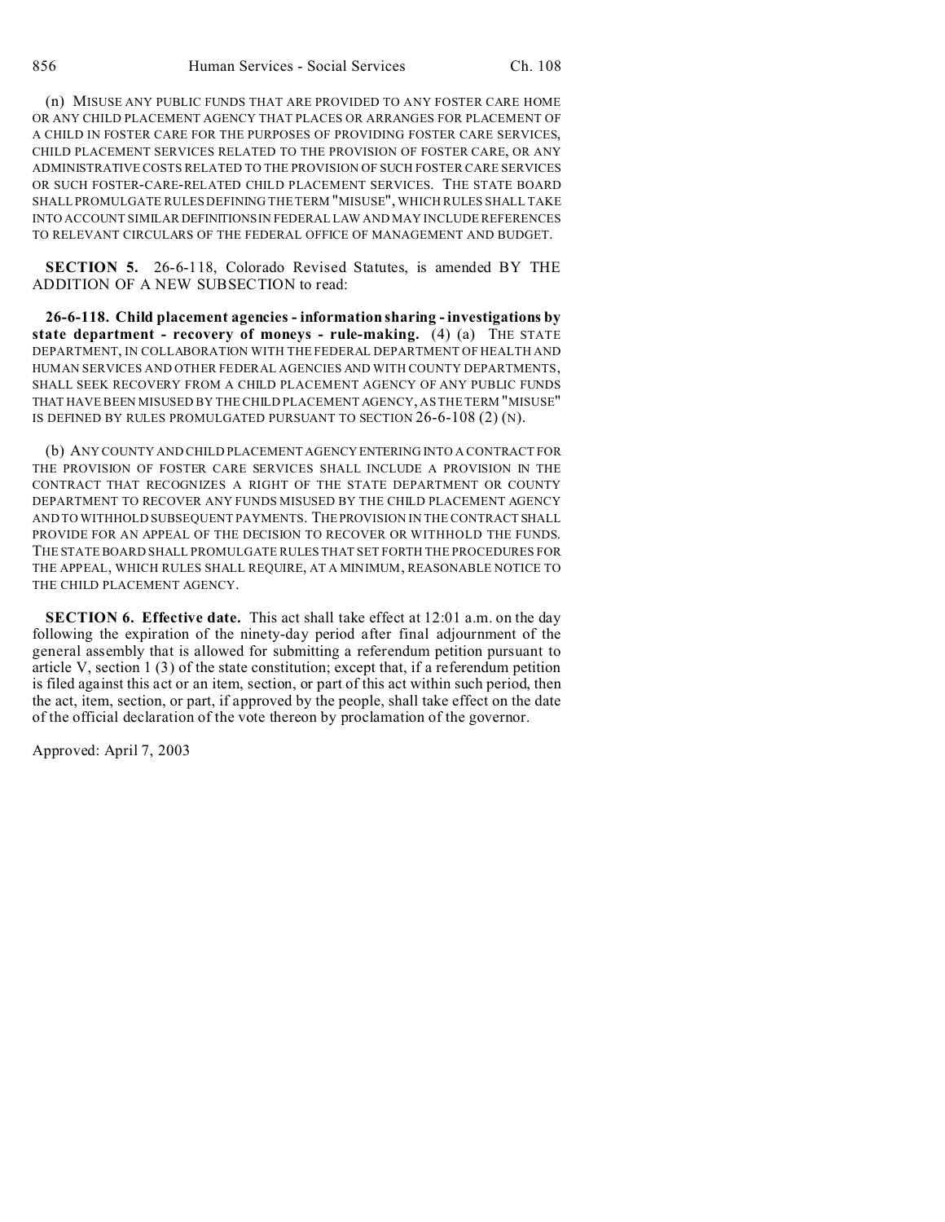(n) MISUSE ANY PUBLIC FUNDS THAT ARE PROVIDED TO ANY FOSTER CARE HOME OR ANY CHILD PLACEMENT AGENCY THAT PLACES OR ARRANGES FOR PLACEMENT OF A CHILD IN FOSTER CARE FOR THE PURPOSES OF PROVIDING FOSTER CARE SERVICES, CHILD PLACEMENT SERVICES RELATED TO THE PROVISION OF FOSTER CARE, OR ANY ADMINISTRATIVE COSTS RELATED TO THE PROVISION OF SUCH FOSTER CARE SERVICES OR SUCH FOSTER-CARE-RELATED CHILD PLACEMENT SERVICES. THE STATE BOARD SHALL PROMULGATE RULES DEFINING THE TERM "MISUSE", WHICH RULES SHALL TAKE INTO ACCOUNT SIMILAR DEFINITIONS IN FEDERAL LAW AND MAY INCLUDE REFERENCES TO RELEVANT CIRCULARS OF THE FEDERAL OFFICE OF MANAGEMENT AND BUDGET.

**SECTION 5.** 26-6-118, Colorado Revised Statutes, is amended BY THE ADDITION OF A NEW SUBSECTION to read:

**26-6-118. Child placement agencies - information sharing - investigations by state department - recovery of moneys - rule-making.** (4) (a) THE STATE DEPARTMENT, IN COLLABORATION WITH THE FEDERAL DEPARTMENT OF HEALTH AND HUMAN SERVICES AND OTHER FEDERAL AGENCIES AND WITH COUNTY DEPARTMENTS, SHALL SEEK RECOVERY FROM A CHILD PLACEMENT AGENCY OF ANY PUBLIC FUNDS THAT HAVE BEEN MISUSED BY THE CHILD PLACEMENT AGENCY, AS THE TERM "MISUSE" IS DEFINED BY RULES PROMULGATED PURSUANT TO SECTION 26-6-108 (2) (N).

(b) ANY COUNTY AND CHILD PLACEMENT AGENCY ENTERING INTO A CONTRACT FOR THE PROVISION OF FOSTER CARE SERVICES SHALL INCLUDE A PROVISION IN THE CONTRACT THAT RECOGNIZES A RIGHT OF THE STATE DEPARTMENT OR COUNTY DEPARTMENT TO RECOVER ANY FUNDS MISUSED BY THE CHILD PLACEMENT AGENCY AND TO WITHHOLD SUBSEQUENT PAYMENTS. THE PROVISION IN THE CONTRACT SHALL PROVIDE FOR AN APPEAL OF THE DECISION TO RECOVER OR WITHHOLD THE FUNDS. THE STATE BOARD SHALL PROMULGATE RULES THAT SET FORTH THE PROCEDURES FOR THE APPEAL, WHICH RULES SHALL REQUIRE, AT A MINIMUM, REASONABLE NOTICE TO THE CHILD PLACEMENT AGENCY.

**SECTION 6. Effective date.** This act shall take effect at 12:01 a.m. on the day following the expiration of the ninety-day period after final adjournment of the general assembly that is allowed for submitting a referendum petition pursuant to article V, section 1 (3) of the state constitution; except that, if a referendum petition is filed against this act or an item, section, or part of this act within such period, then the act, item, section, or part, if approved by the people, shall take effect on the date of the official declaration of the vote thereon by proclamation of the governor.

Approved: April 7, 2003